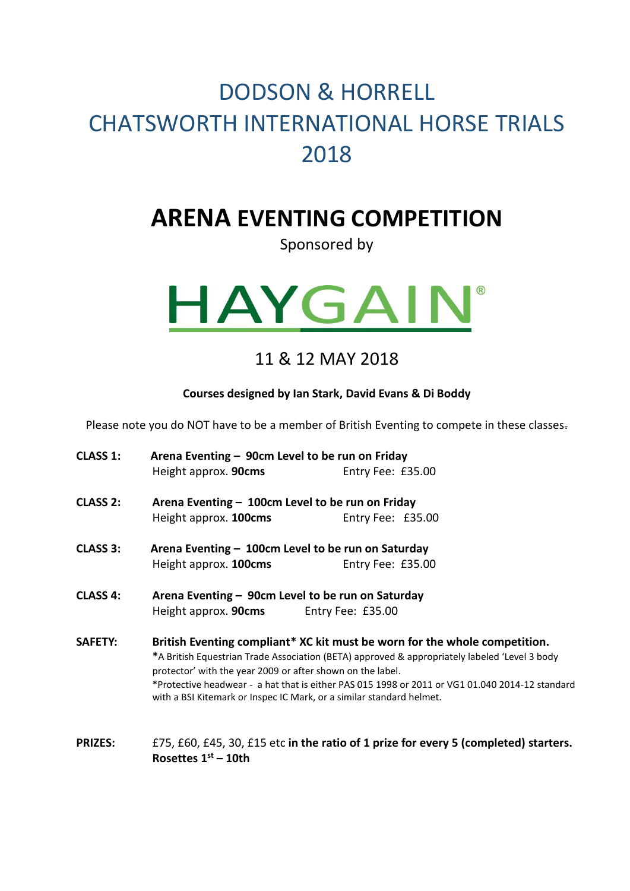# DODSON & HORRELL CHATSWORTH INTERNATIONAL HORSE TRIALS 2018

# ARENA EVENTING COMPETITION

Sponsored by

HAYGAIN®

## 11 & 12 MAY 2018

**Courses designed by Ian Stark, David Evans & Di Boddy**

Please note you do NOT have to be a member of British Eventing to compete in these classes.

**CLASS 1:** **Arena Eventing – 90cm Level to be run on Friday**
Height approx. **90cms** Entry Fee: £35.00

**CLASS 2:** **Arena Eventing – 100cm Level to be run on Friday**
Height approx. **100cms** Entry Fee: £35.00

**CLASS 3:** **Arena Eventing – 100cm Level to be run on Saturday**
Height approx. **100cms** Entry Fee: £35.00

**CLASS 4:** **Arena Eventing – 90cm Level to be run on Saturday**
Height approx. **90cms** Entry Fee: £35.00

**SAFETY:** **British Eventing compliant* XC kit must be worn for the whole competition.**
**\***A British Equestrian Trade Association (BETA) approved & appropriately labeled 'Level 3 body protector' with the year 2009 or after shown on the label.
*Protective headwear - a hat that is either PAS 015 1998 or 2011 or VG1 01.040 2014-12 standard with a BSI Kitemark or Inspec IC Mark, or a similar standard helmet.

**PRIZES:** £75, £60, £45, 30, £15 etc **in the ratio of 1 prize for every 5 (completed) starters.**
**Rosettes 1st – 10th**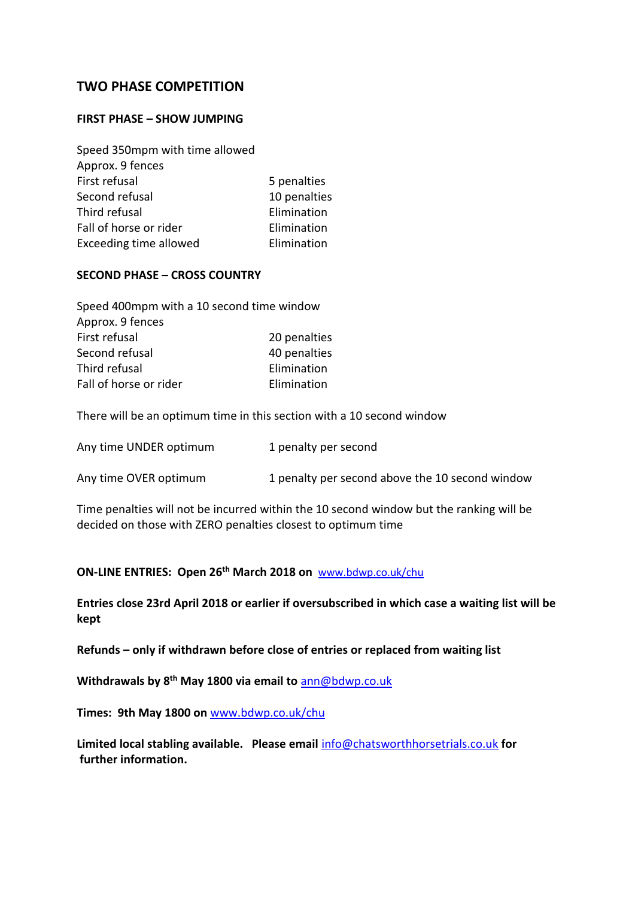## TWO PHASE COMPETITION

### FIRST PHASE – SHOW JUMPING

Speed 350mpm with time allowed
Approx. 9 fences

| | |
|---|---|
| First refusal | 5 penalties |
| Second refusal | 10 penalties |
| Third refusal | Elimination |
| Fall of horse or rider | Elimination |
| Exceeding time allowed | Elimination |

### SECOND PHASE – CROSS COUNTRY

Speed 400mpm with a 10 second time window
Approx. 9 fences

| | |
|---|---|
| First refusal | 20 penalties |
| Second refusal | 40 penalties |
| Third refusal | Elimination |
| Fall of horse or rider | Elimination |

There will be an optimum time in this section with a 10 second window

| | |
|---|---|
| Any time UNDER optimum | 1 penalty per second |
| Any time OVER optimum | 1 penalty per second above the 10 second window |

Time penalties will not be incurred within the 10 second window but the ranking will be decided on those with ZERO penalties closest to optimum time

**ON-LINE ENTRIES: Open 26th March 2018 on** www.bdwp.co.uk/chu

**Entries close 23rd April 2018 or earlier if oversubscribed in which case a waiting list will be kept**

**Refunds – only if withdrawn before close of entries or replaced from waiting list**

**Withdrawals by 8th May 1800 via email to** ann@bdwp.co.uk

**Times: 9th May 1800 on** www.bdwp.co.uk/chu

**Limited local stabling available. Please email** info@chatsworthhorsetrials.co.uk **for further information.**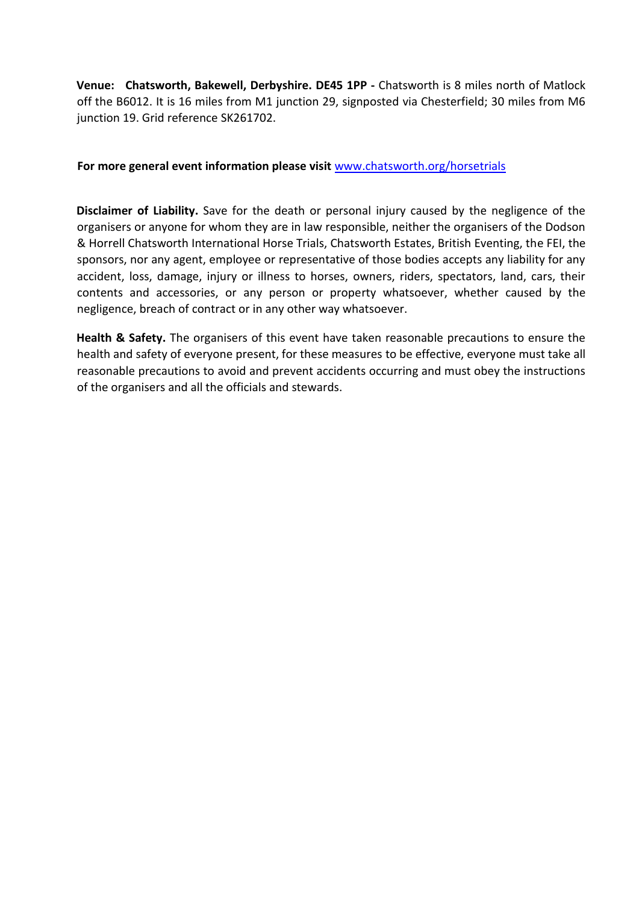**Venue: Chatsworth, Bakewell, Derbyshire. DE45 1PP -** Chatsworth is 8 miles north of Matlock off the B6012. It is 16 miles from M1 junction 29, signposted via Chesterfield; 30 miles from M6 junction 19. Grid reference SK261702.

**For more general event information please visit** [www.chatsworth.org/horsetrials](http://www.chatsworth.org/horsetrials)

**Disclaimer of Liability.** Save for the death or personal injury caused by the negligence of the organisers or anyone for whom they are in law responsible, neither the organisers of the Dodson & Horrell Chatsworth International Horse Trials, Chatsworth Estates, British Eventing, the FEI, the sponsors, nor any agent, employee or representative of those bodies accepts any liability for any accident, loss, damage, injury or illness to horses, owners, riders, spectators, land, cars, their contents and accessories, or any person or property whatsoever, whether caused by the negligence, breach of contract or in any other way whatsoever.

**Health & Safety.** The organisers of this event have taken reasonable precautions to ensure the health and safety of everyone present, for these measures to be effective, everyone must take all reasonable precautions to avoid and prevent accidents occurring and must obey the instructions of the organisers and all the officials and stewards.